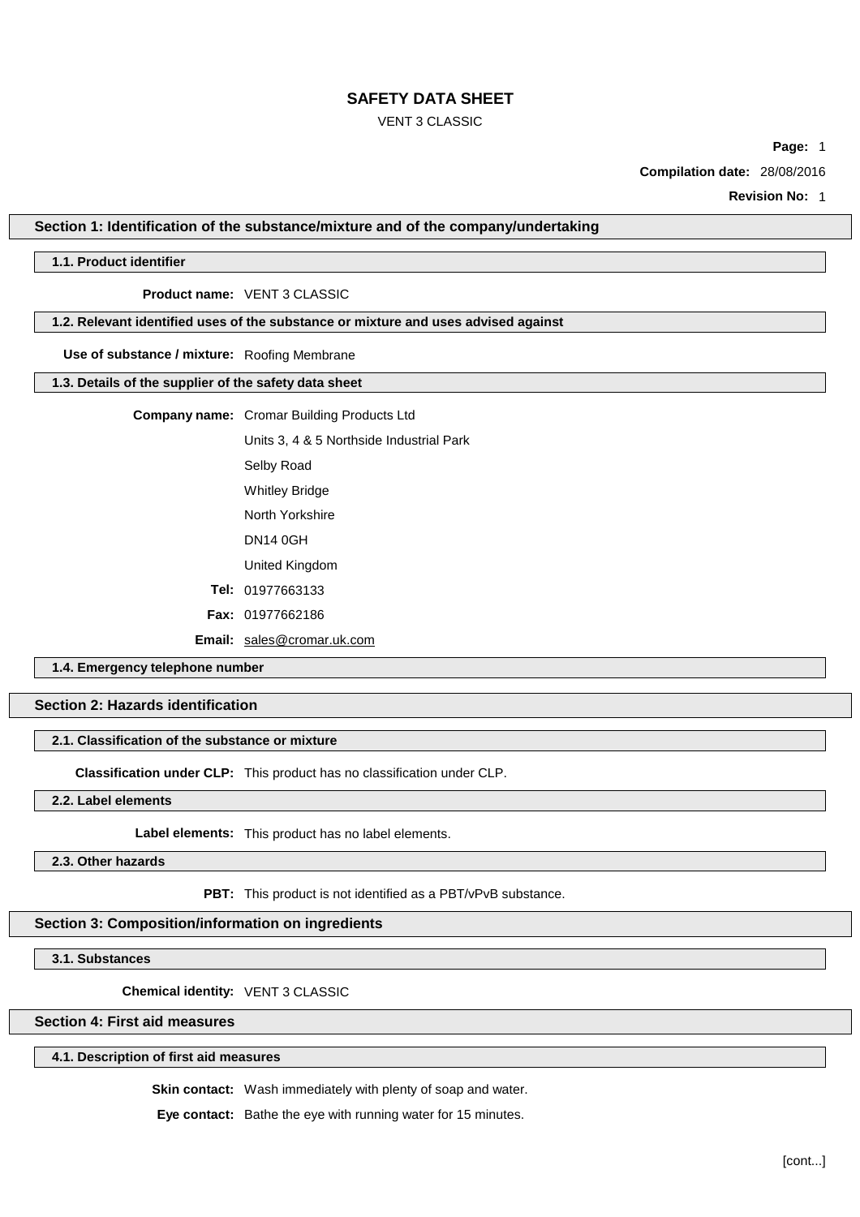# SAFETY DATA SHEET

VENT 3 CLASSIC

**Compilation date:** 28/08/2016

**Revision No:** 1

## Section 1: Identification of the substance/mixture and of the company/undertaking

### 1.1. Product identifier

**Product name:** VENT 3 CLASSIC

### 1.2. Relevant identified uses of the substance or mixture and uses advised against

**Use of substance / mixture:** Roofing Membrane

### 1.3. Details of the supplier of the safety data sheet

**Company name:** Cromar Building Products Ltd

Units 3, 4 & 5 Northside Industrial Park

Selby Road

Whitley Bridge

North Yorkshire

DN14 0GH

United Kingdom

**Tel:** 01977663133

**Fax:** 01977662186

**Email:** sales@cromar.uk.com

### 1.4. Emergency telephone number

## Section 2: Hazards identification

### 2.1. Classification of the substance or mixture

**Classification under CLP:** This product has no classification under CLP.

### 2.2. Label elements

**Label elements:** This product has no label elements.

### 2.3. Other hazards

**PBT:** This product is not identified as a PBT/vPvB substance.

## Section 3: Composition/information on ingredients

### 3.1. Substances

**Chemical identity:** VENT 3 CLASSIC

## Section 4: First aid measures

### 4.1. Description of first aid measures

**Skin contact:** Wash immediately with plenty of soap and water.

**Eye contact:** Bathe the eye with running water for 15 minutes.

[cont...]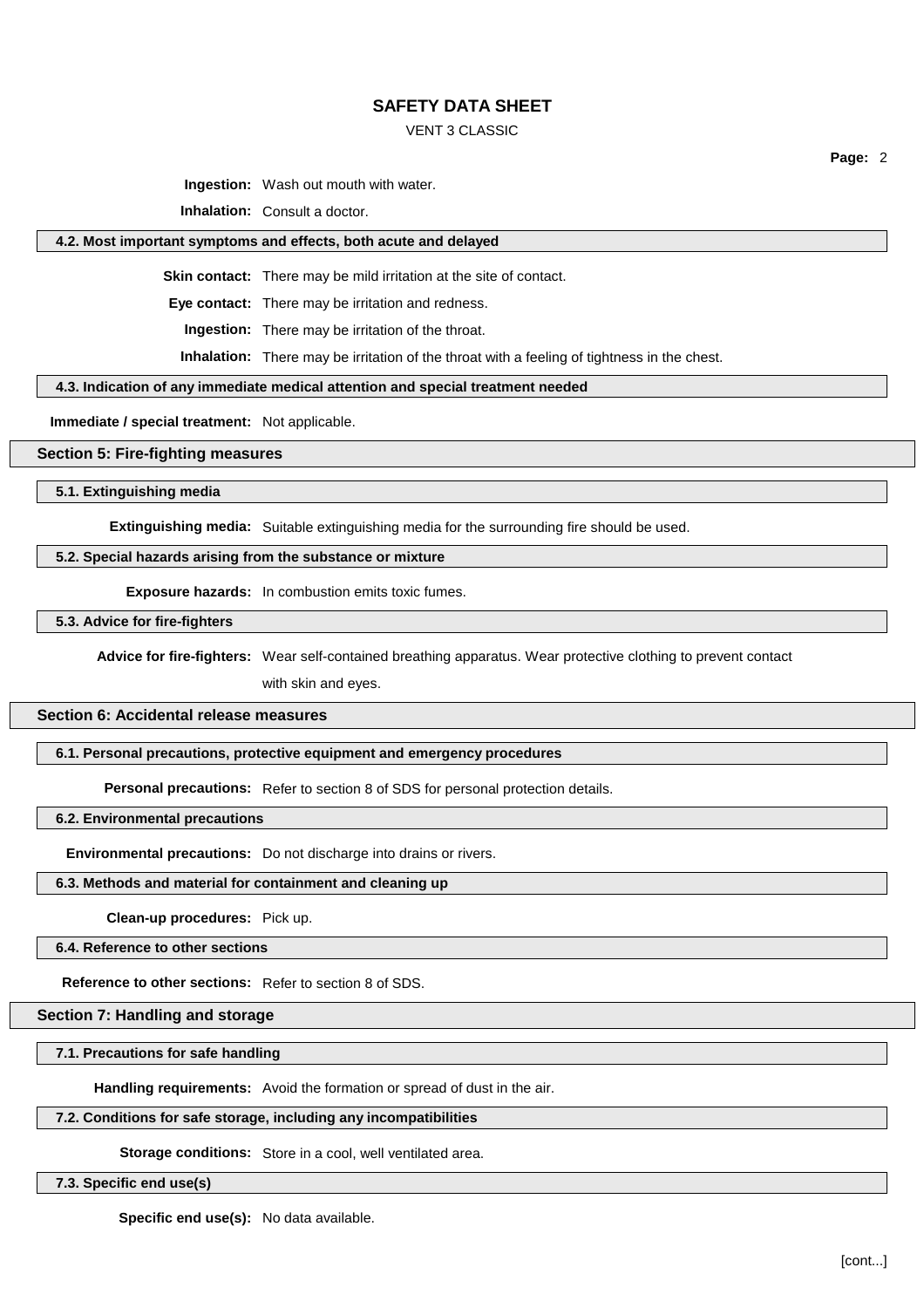**Ingestion:** Wash out mouth with water.

**Inhalation:** Consult a doctor.

### 4.2. Most important symptoms and effects, both acute and delayed

**Skin contact:** There may be mild irritation at the site of contact.

**Eye contact:** There may be irritation and redness.

**Ingestion:** There may be irritation of the throat.

**Inhalation:** There may be irritation of the throat with a feeling of tightness in the chest.

### 4.3. Indication of any immediate medical attention and special treatment needed

**Immediate / special treatment:** Not applicable.

## Section 5: Fire-fighting measures

### 5.1. Extinguishing media

**Extinguishing media:** Suitable extinguishing media for the surrounding fire should be used.

### 5.2. Special hazards arising from the substance or mixture

**Exposure hazards:** In combustion emits toxic fumes.

### 5.3. Advice for fire-fighters

**Advice for fire-fighters:** Wear self-contained breathing apparatus. Wear protective clothing to prevent contact with skin and eyes.

## Section 6: Accidental release measures

### 6.1. Personal precautions, protective equipment and emergency procedures

**Personal precautions:** Refer to section 8 of SDS for personal protection details.

### 6.2. Environmental precautions

**Environmental precautions:** Do not discharge into drains or rivers.

### 6.3. Methods and material for containment and cleaning up

**Clean-up procedures:** Pick up.

### 6.4. Reference to other sections

**Reference to other sections:** Refer to section 8 of SDS.

## Section 7: Handling and storage

### 7.1. Precautions for safe handling

**Handling requirements:** Avoid the formation or spread of dust in the air.

### 7.2. Conditions for safe storage, including any incompatibilities

**Storage conditions:** Store in a cool, well ventilated area.

### 7.3. Specific end use(s)

**Specific end use(s):** No data available.

[cont...]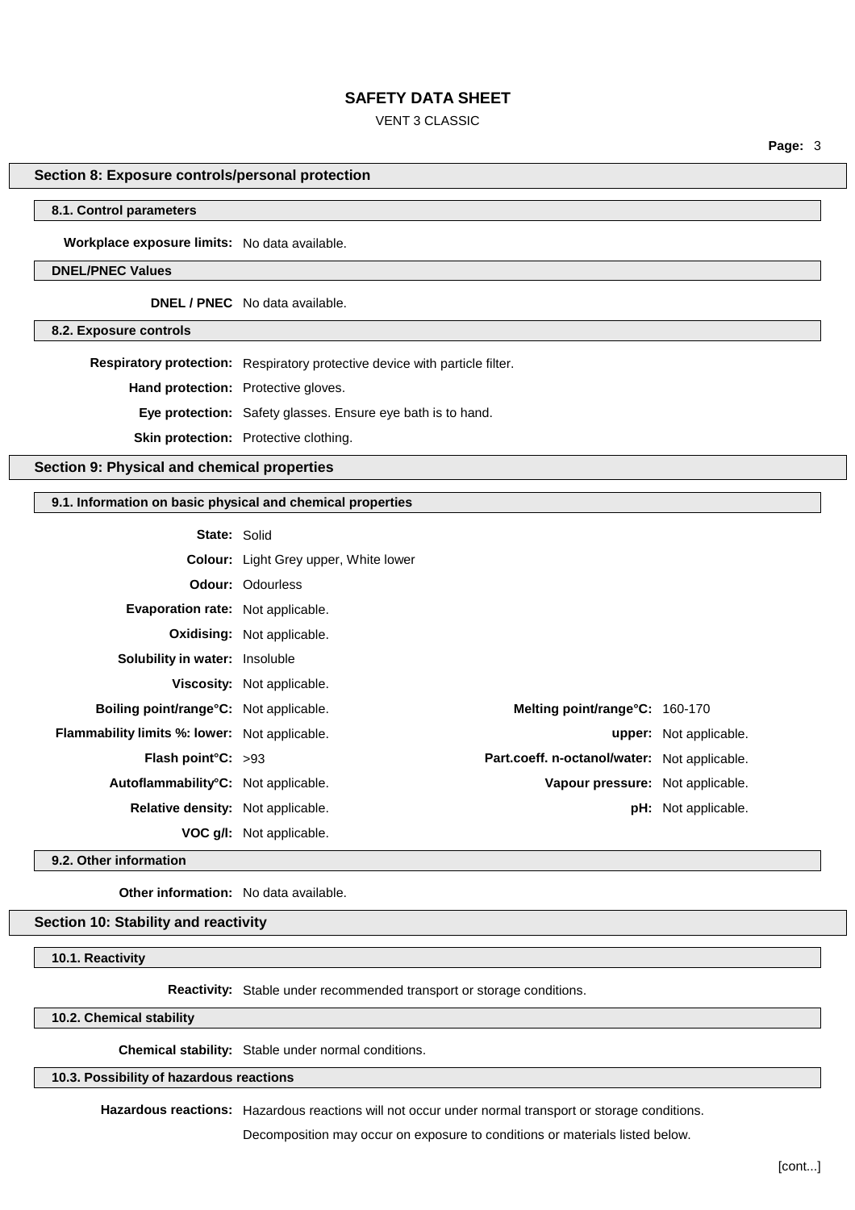## Section 8: Exposure controls/personal protection

### 8.1. Control parameters

**Workplace exposure limits:** No data available.

### DNEL/PNEC Values

**DNEL / PNEC** No data available.

### 8.2. Exposure controls

**Respiratory protection:** Respiratory protective device with particle filter.

**Hand protection:** Protective gloves.

**Eye protection:** Safety glasses. Ensure eye bath is to hand.

**Skin protection:** Protective clothing.

## Section 9: Physical and chemical properties

### 9.1. Information on basic physical and chemical properties

**State:** Solid

**Colour:** Light Grey upper, White lower

**Odour:** Odourless

**Evaporation rate:** Not applicable.

**Oxidising:** Not applicable.

**Solubility in water:** Insoluble

**Viscosity:** Not applicable.

| | | | |
|---|---|---|---|
| **Boiling point/range°C:** | Not applicable. | **Melting point/range°C:** | 160-170 |
| **Flammability limits %: lower:** | Not applicable. | **upper:** | Not applicable. |
| **Flash point°C:** | >93 | **Part.coeff. n-octanol/water:** | Not applicable. |
| **Autoflammability°C:** | Not applicable. | **Vapour pressure:** | Not applicable. |
| **Relative density:** | Not applicable. | **pH:** | Not applicable. |
| **VOC g/l:** | Not applicable. | | |

### 9.2. Other information

**Other information:** No data available.

## Section 10: Stability and reactivity

### 10.1. Reactivity

**Reactivity:** Stable under recommended transport or storage conditions.

### 10.2. Chemical stability

**Chemical stability:** Stable under normal conditions.

### 10.3. Possibility of hazardous reactions

**Hazardous reactions:** Hazardous reactions will not occur under normal transport or storage conditions.

Decomposition may occur on exposure to conditions or materials listed below.

[cont...]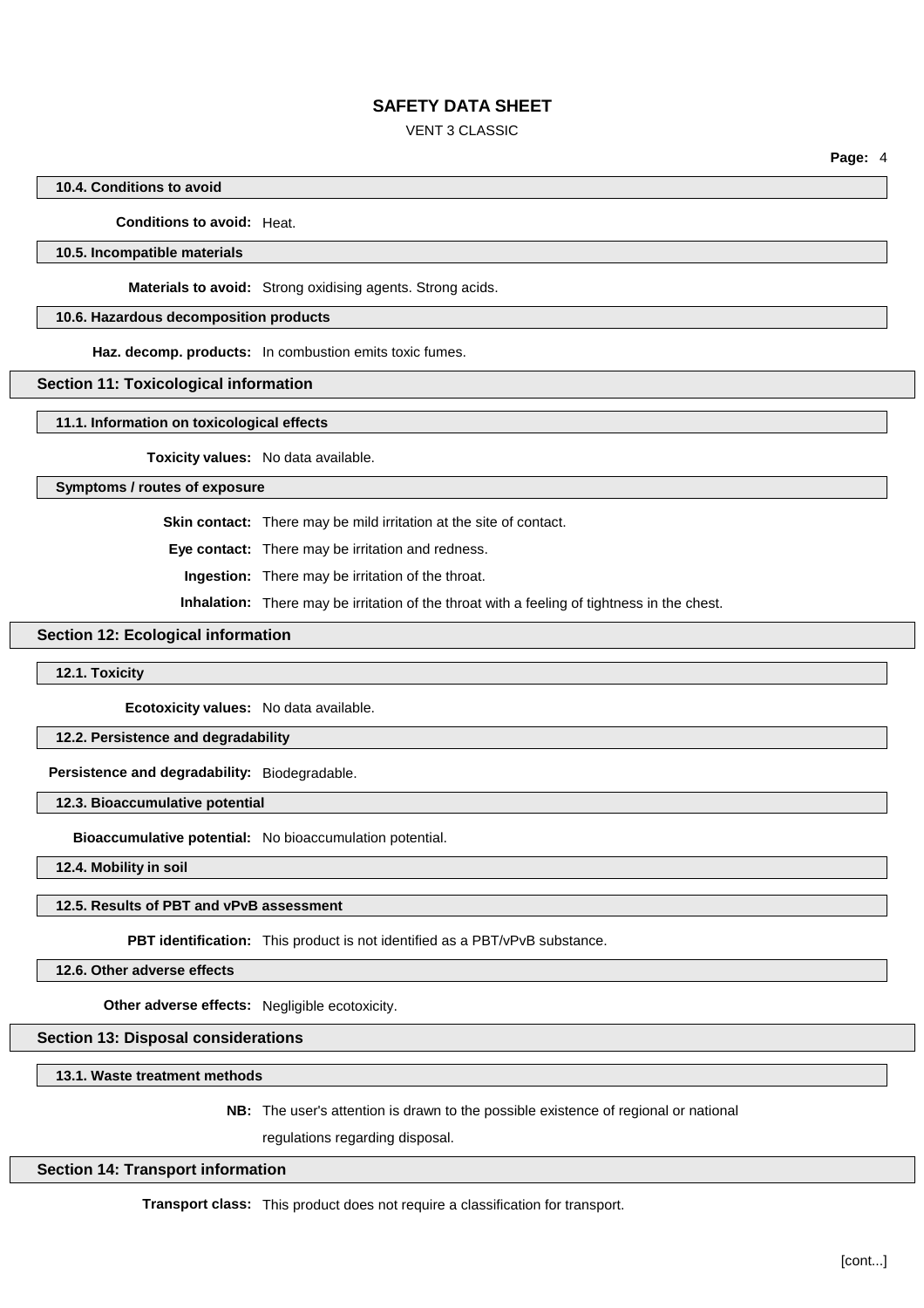### 10.4. Conditions to avoid

**Conditions to avoid:** Heat.

### 10.5. Incompatible materials

**Materials to avoid:** Strong oxidising agents. Strong acids.

### 10.6. Hazardous decomposition products

**Haz. decomp. products:** In combustion emits toxic fumes.

## Section 11: Toxicological information

### 11.1. Information on toxicological effects

**Toxicity values:** No data available.

### Symptoms / routes of exposure

**Skin contact:** There may be mild irritation at the site of contact.

**Eye contact:** There may be irritation and redness.

**Ingestion:** There may be irritation of the throat.

**Inhalation:** There may be irritation of the throat with a feeling of tightness in the chest.

## Section 12: Ecological information

### 12.1. Toxicity

**Ecotoxicity values:** No data available.

### 12.2. Persistence and degradability

**Persistence and degradability:** Biodegradable.

### 12.3. Bioaccumulative potential

**Bioaccumulative potential:** No bioaccumulation potential.

### 12.4. Mobility in soil

### 12.5. Results of PBT and vPvB assessment

**PBT identification:** This product is not identified as a PBT/vPvB substance.

### 12.6. Other adverse effects

**Other adverse effects:** Negligible ecotoxicity.

## Section 13: Disposal considerations

### 13.1. Waste treatment methods

**NB:** The user's attention is drawn to the possible existence of regional or national regulations regarding disposal.

## Section 14: Transport information

**Transport class:** This product does not require a classification for transport.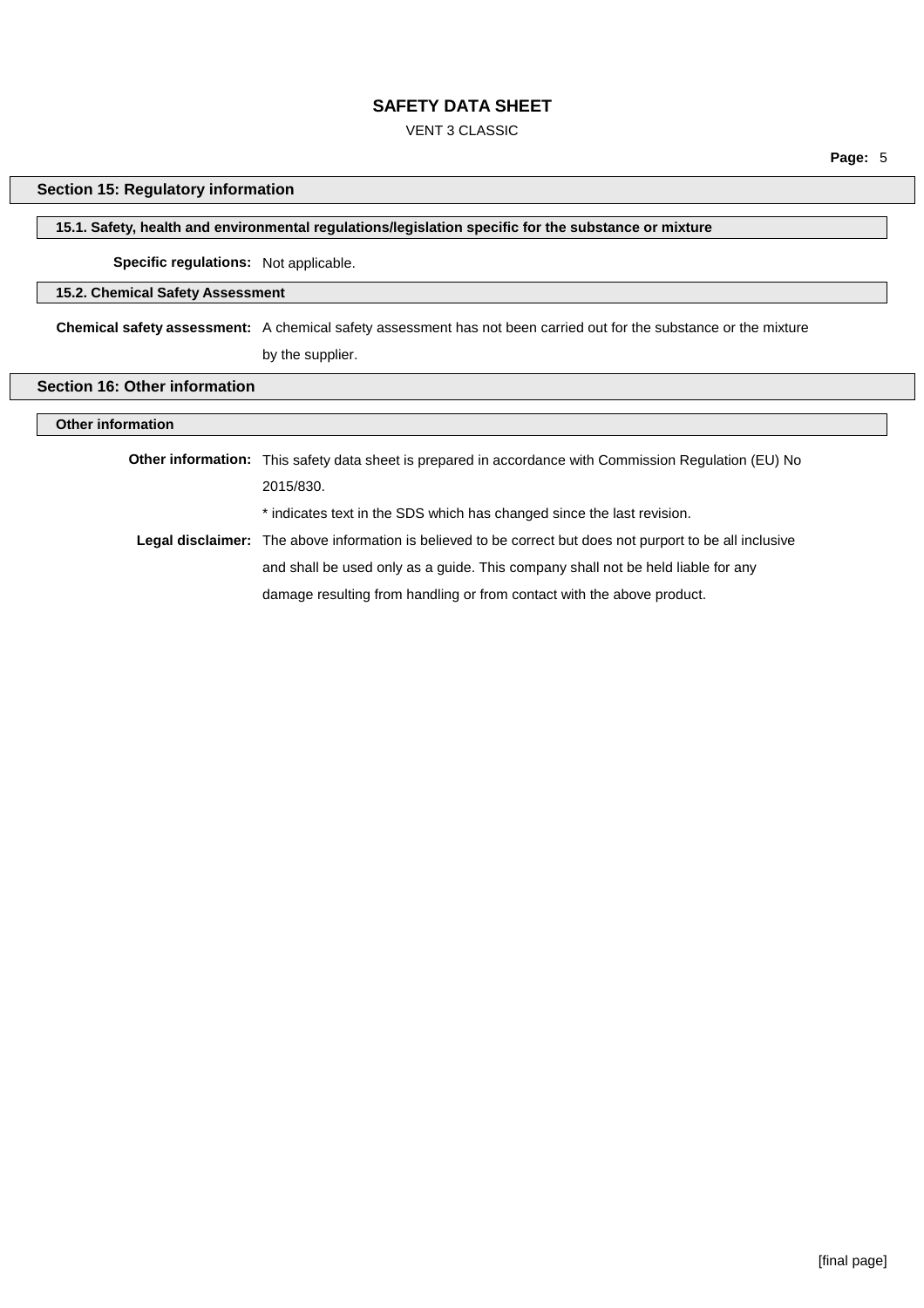## Section 15: Regulatory information

### 15.1. Safety, health and environmental regulations/legislation specific for the substance or mixture

**Specific regulations:** Not applicable.

### 15.2. Chemical Safety Assessment

**Chemical safety assessment:** A chemical safety assessment has not been carried out for the substance or the mixture by the supplier.

## Section 16: Other information

### Other information

**Other information:** This safety data sheet is prepared in accordance with Commission Regulation (EU) No 2015/830.

* indicates text in the SDS which has changed since the last revision.

**Legal disclaimer:** The above information is believed to be correct but does not purport to be all inclusive and shall be used only as a guide. This company shall not be held liable for any damage resulting from handling or from contact with the above product.

[final page]